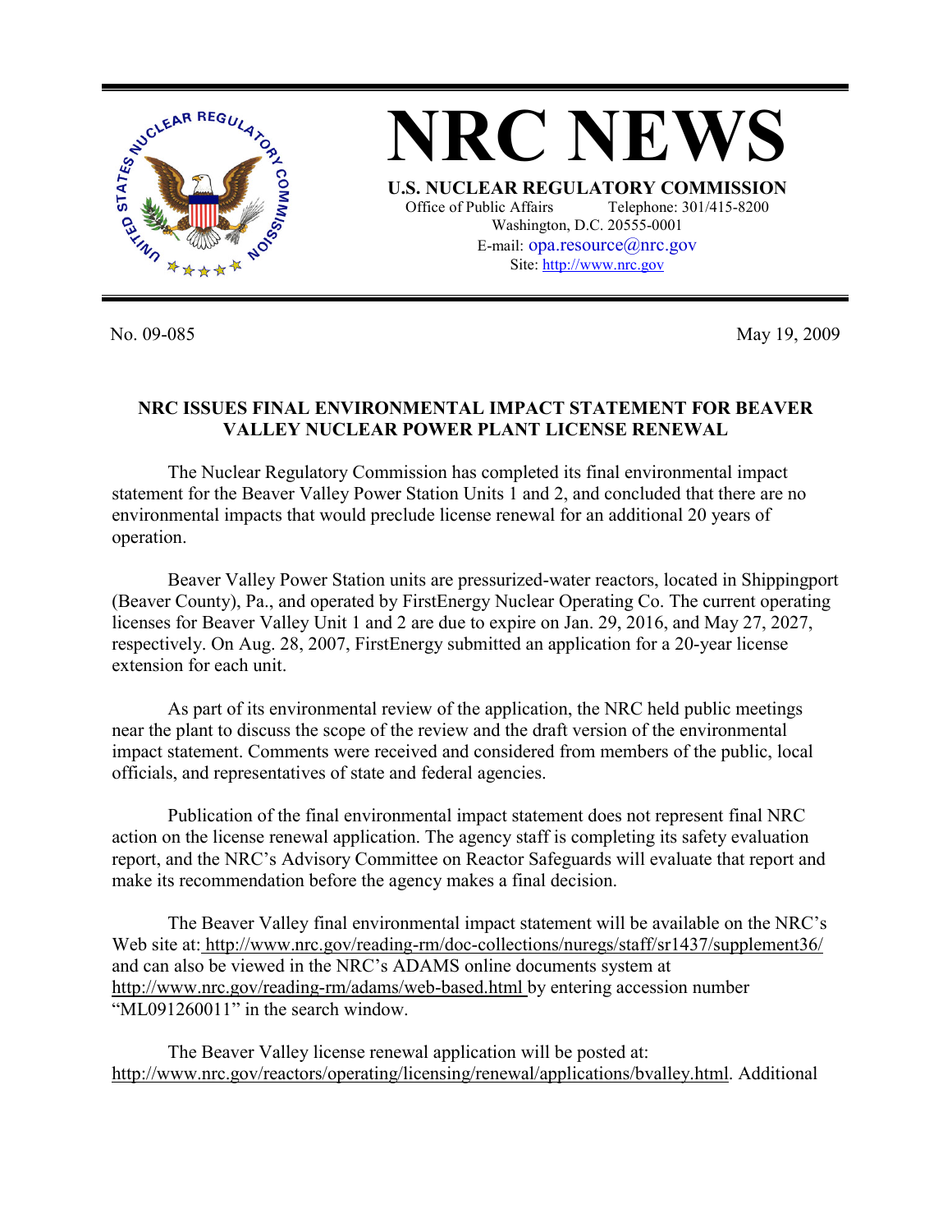# NRC NEWS

**U.S. NUCLEAR REGULATORY COMMISSION**

Office of Public Affairs Telephone: 301/415-8200
Washington, D.C. 20555-0001
E-mail: opa.resource@nrc.gov
Site: http://www.nrc.gov

No. 09-085 May 19, 2009

**NRC ISSUES FINAL ENVIRONMENTAL IMPACT STATEMENT FOR BEAVER VALLEY NUCLEAR POWER PLANT LICENSE RENEWAL**

The Nuclear Regulatory Commission has completed its final environmental impact statement for the Beaver Valley Power Station Units 1 and 2, and concluded that there are no environmental impacts that would preclude license renewal for an additional 20 years of operation.

Beaver Valley Power Station units are pressurized-water reactors, located in Shippingport (Beaver County), Pa., and operated by FirstEnergy Nuclear Operating Co. The current operating licenses for Beaver Valley Unit 1 and 2 are due to expire on Jan. 29, 2016, and May 27, 2027, respectively. On Aug. 28, 2007, FirstEnergy submitted an application for a 20-year license extension for each unit.

As part of its environmental review of the application, the NRC held public meetings near the plant to discuss the scope of the review and the draft version of the environmental impact statement. Comments were received and considered from members of the public, local officials, and representatives of state and federal agencies.

Publication of the final environmental impact statement does not represent final NRC action on the license renewal application. The agency staff is completing its safety evaluation report, and the NRC's Advisory Committee on Reactor Safeguards will evaluate that report and make its recommendation before the agency makes a final decision.

The Beaver Valley final environmental impact statement will be available on the NRC's Web site at: http://www.nrc.gov/reading-rm/doc-collections/nuregs/staff/sr1437/supplement36/ and can also be viewed in the NRC's ADAMS online documents system at http://www.nrc.gov/reading-rm/adams/web-based.html by entering accession number "ML091260011" in the search window.

The Beaver Valley license renewal application will be posted at: http://www.nrc.gov/reactors/operating/licensing/renewal/applications/bvalley.html. Additional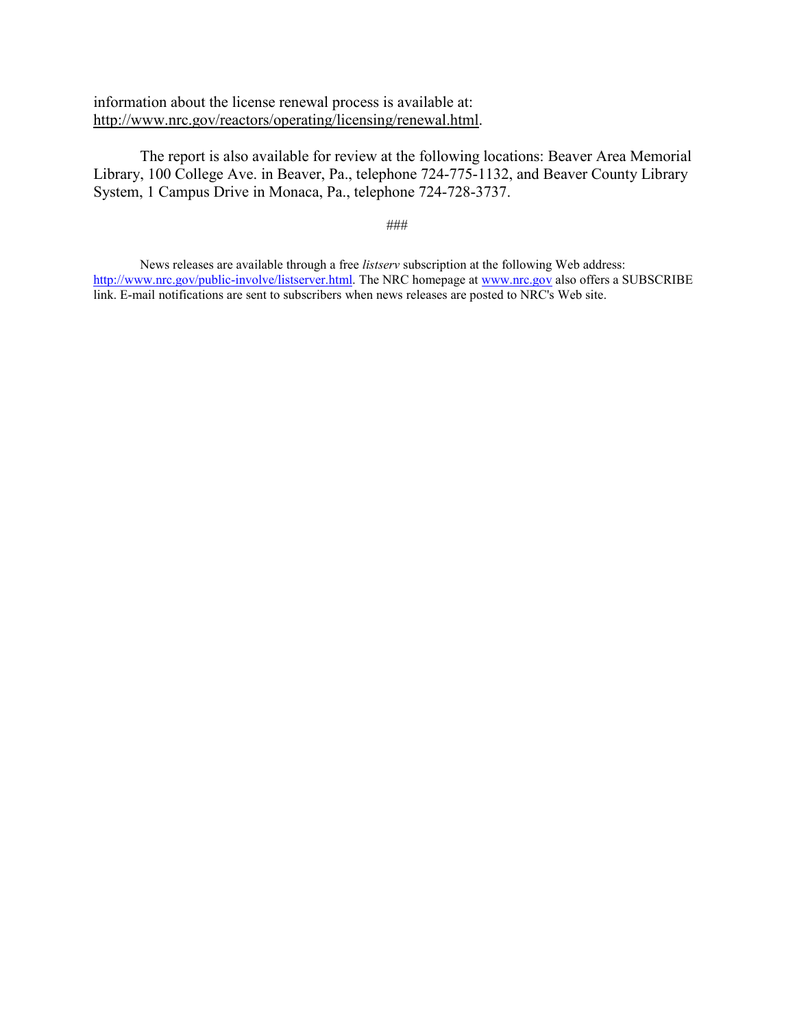information about the license renewal process is available at: http://www.nrc.gov/reactors/operating/licensing/renewal.html.

The report is also available for review at the following locations: Beaver Area Memorial Library, 100 College Ave. in Beaver, Pa., telephone 724-775-1132, and Beaver County Library System, 1 Campus Drive in Monaca, Pa., telephone 724-728-3737.

###

News releases are available through a free *listserv* subscription at the following Web address: http://www.nrc.gov/public-involve/listserver.html. The NRC homepage at www.nrc.gov also offers a SUBSCRIBE link. E-mail notifications are sent to subscribers when news releases are posted to NRC's Web site.